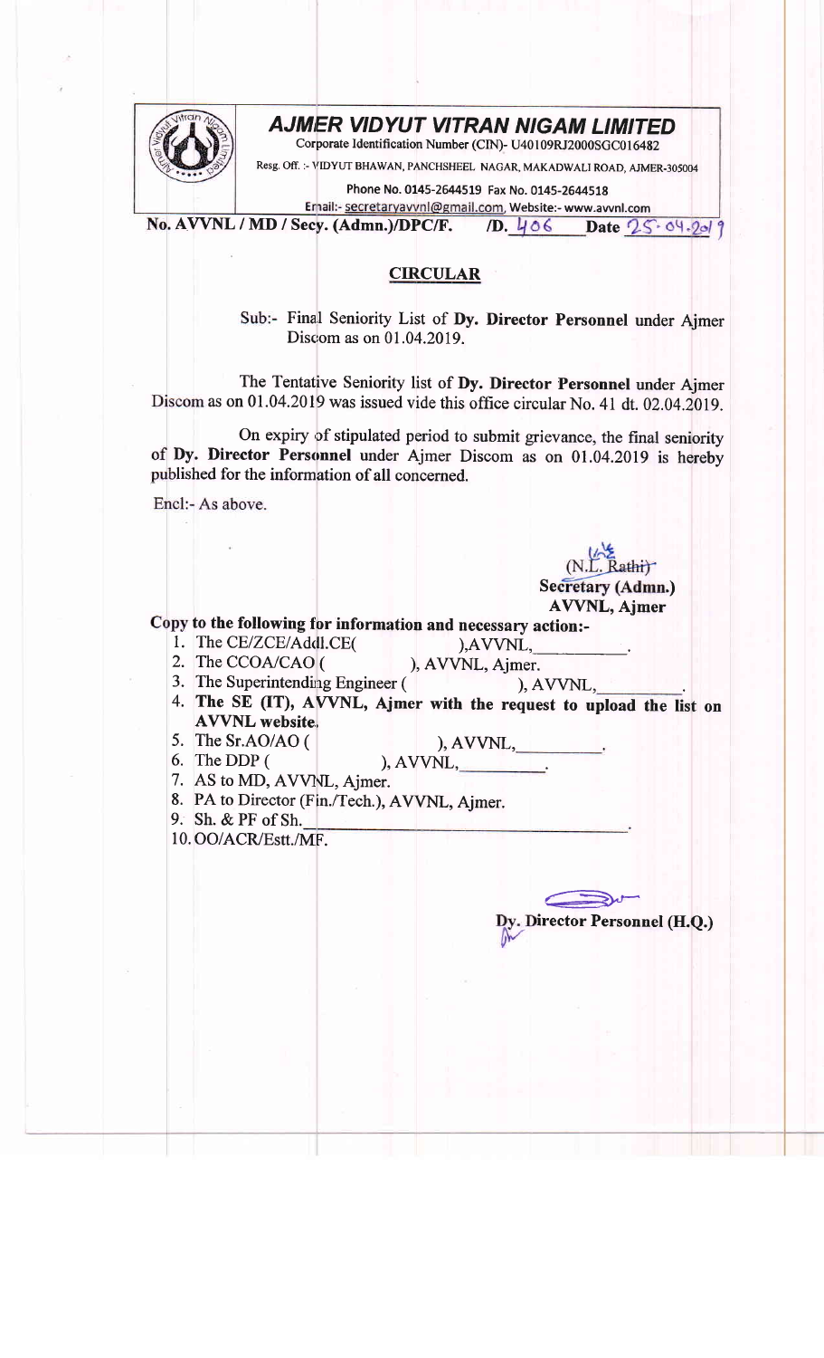# AJMER VIDYUT VITRAN NIGAM LIMITED

Corporate Identification Number (CIN)- U40109RJ2000SGC016482

Resg. Off. :- VIDYUT BHAWAN, PANCHSHEEL NAGAR, MAKADWALI ROAD, AJMER-305004

Phone No. 0145-2644519 Fax No. 0145-2644518

Email:- secretaryavvnl@gmail.com, Website:- www.avvnl.com

**No. AVVNL / MD / Secy. (Admn.)/DPC/F. /D. 406 Date 25-04-2019**

## CIRCULAR

Sub:- Final Seniority List of **Dy. Director Personnel** under Ajmer Discom as on 01.04.2019.

The Tentative Seniority list of **Dy. Director Personnel** under Ajmer Discom as on 01.04.2019 was issued vide this office circular No. 41 dt. 02.04.2019.

On expiry of stipulated period to submit grievance, the final seniority of **Dy. Director Personnel** under Ajmer Discom as on 01.04.2019 is hereby published for the information of all concerned.

Encl:- As above.

(N.L. Rathi)
**Secretary (Admn.)**
**AVVNL, Ajmer**

**Copy to the following for information and necessary action:-**

1. The CE/ZCE/Addl.CE( ),AVVNL,\_\_\_\_\_\_\_\_\_.
2. The CCOA/CAO ( ), AVVNL, Ajmer.
3. The Superintending Engineer ( ), AVVNL,\_\_\_\_\_\_\_\_\_.
4. **The SE (IT), AVVNL, Ajmer with the request to upload the list on AVVNL website.**
5. The Sr.AO/AO ( ), AVVNL,\_\_\_\_\_\_\_\_\_.
6. The DDP ( ), AVVNL,\_\_\_\_\_\_\_\_\_.
7. AS to MD, AVVNL, Ajmer.
8. PA to Director (Fin./Tech.), AVVNL, Ajmer.
9. Sh. & PF of Sh.\_\_\_\_\_\_\_\_\_\_\_\_\_\_\_\_\_\_\_\_.
10. OO/ACR/Estt./MF.

**Dy. Director Personnel (H.Q.)**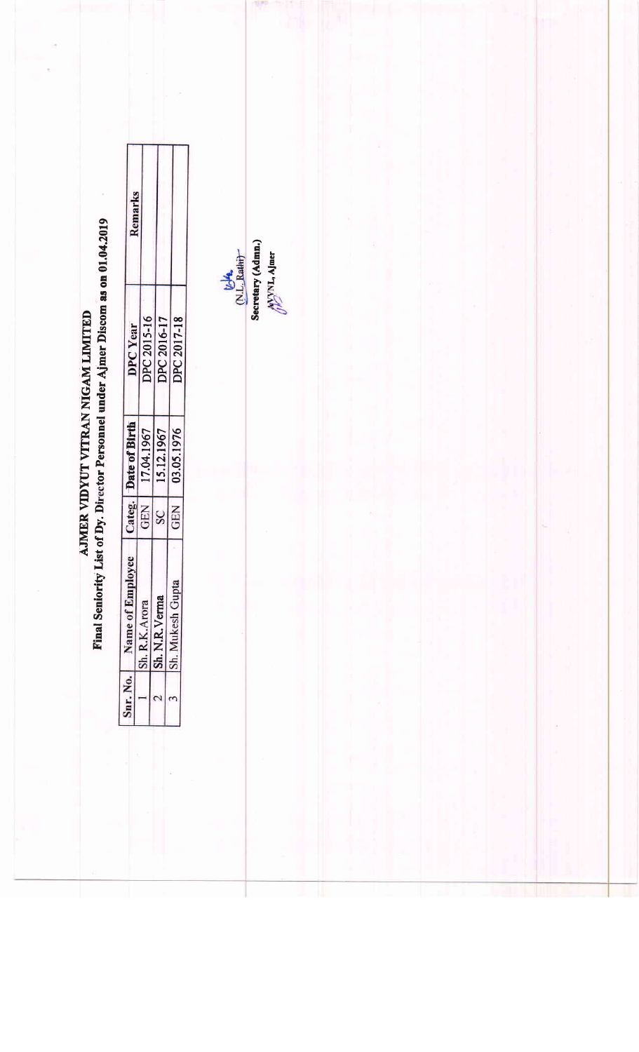# AJMER VIDYUT VITRAN NIGAM LIMITED

## Final Seniority List of Dy. Director Personnel under Ajmer Discom as on 01.04.2019

| Snr. No. | Name of Employee | Categ. | Date of Birth | DPC Year | Remarks |
|---|---|---|---|---|---|
| 1 | Sh. R.K.Arora | GEN | 17.04.1967 | DPC 2015-16 | |
| 2 | Sh. N.R.Verma | SC | 15.12.1967 | DPC 2016-17 | |
| 3 | Sh. Mukesh Gupta | GEN | 03.05.1976 | DPC 2017-18 | |

(N.L. Rathi)
Secretary (Admn.)
AVVNL, Ajmer